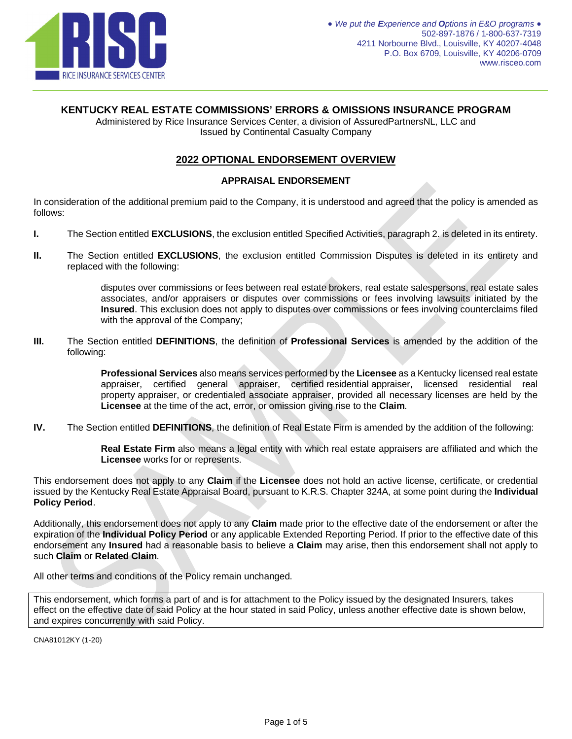RICE INSURANCE SERVICES CENTER

*• We put the **E**xperience and **O**ptions in E&O programs •*
502-897-1876 / 1-800-637-7319
4211 Norbourne Blvd., Louisville, KY 40207-4048
P.O. Box 6709, Louisville, KY 40206-0709
www.risceo.com

# KENTUCKY REAL ESTATE COMMISSIONS' ERRORS & OMISSIONS INSURANCE PROGRAM

Administered by Rice Insurance Services Center, a division of AssuredPartnersNL, LLC and
Issued by Continental Casualty Company

## 2022 OPTIONAL ENDORSEMENT OVERVIEW

### APPRAISAL ENDORSEMENT

In consideration of the additional premium paid to the Company, it is understood and agreed that the policy is amended as follows:

**I.** The Section entitled **EXCLUSIONS**, the exclusion entitled Specified Activities, paragraph 2. is deleted in its entirety.

**II.** The Section entitled **EXCLUSIONS**, the exclusion entitled Commission Disputes is deleted in its entirety and replaced with the following:

> disputes over commissions or fees between real estate brokers, real estate salespersons, real estate sales associates, and/or appraisers or disputes over commissions or fees involving lawsuits initiated by the **Insured**. This exclusion does not apply to disputes over commissions or fees involving counterclaims filed with the approval of the Company;

**III.** The Section entitled **DEFINITIONS**, the definition of **Professional Services** is amended by the addition of the following:

> **Professional Services** also means services performed by the **Licensee** as a Kentucky licensed real estate appraiser, certified general appraiser, certified residential appraiser, licensed residential real property appraiser, or credentialed associate appraiser, provided all necessary licenses are held by the **Licensee** at the time of the act, error, or omission giving rise to the **Claim**.

**IV.** The Section entitled **DEFINITIONS**, the definition of Real Estate Firm is amended by the addition of the following:

> **Real Estate Firm** also means a legal entity with which real estate appraisers are affiliated and which the **Licensee** works for or represents.

This endorsement does not apply to any **Claim** if the **Licensee** does not hold an active license, certificate, or credential issued by the Kentucky Real Estate Appraisal Board, pursuant to K.R.S. Chapter 324A, at some point during the **Individual Policy Period**.

Additionally, this endorsement does not apply to any **Claim** made prior to the effective date of the endorsement or after the expiration of the **Individual Policy Period** or any applicable Extended Reporting Period. If prior to the effective date of this endorsement any **Insured** had a reasonable basis to believe a **Claim** may arise, then this endorsement shall not apply to such **Claim** or **Related Claim**.

All other terms and conditions of the Policy remain unchanged.

| This endorsement, which forms a part of and is for attachment to the Policy issued by the designated Insurers, takes effect on the effective date of said Policy at the hour stated in said Policy, unless another effective date is shown below, and expires concurrently with said Policy. |
|---|

CNA81012KY (1-20)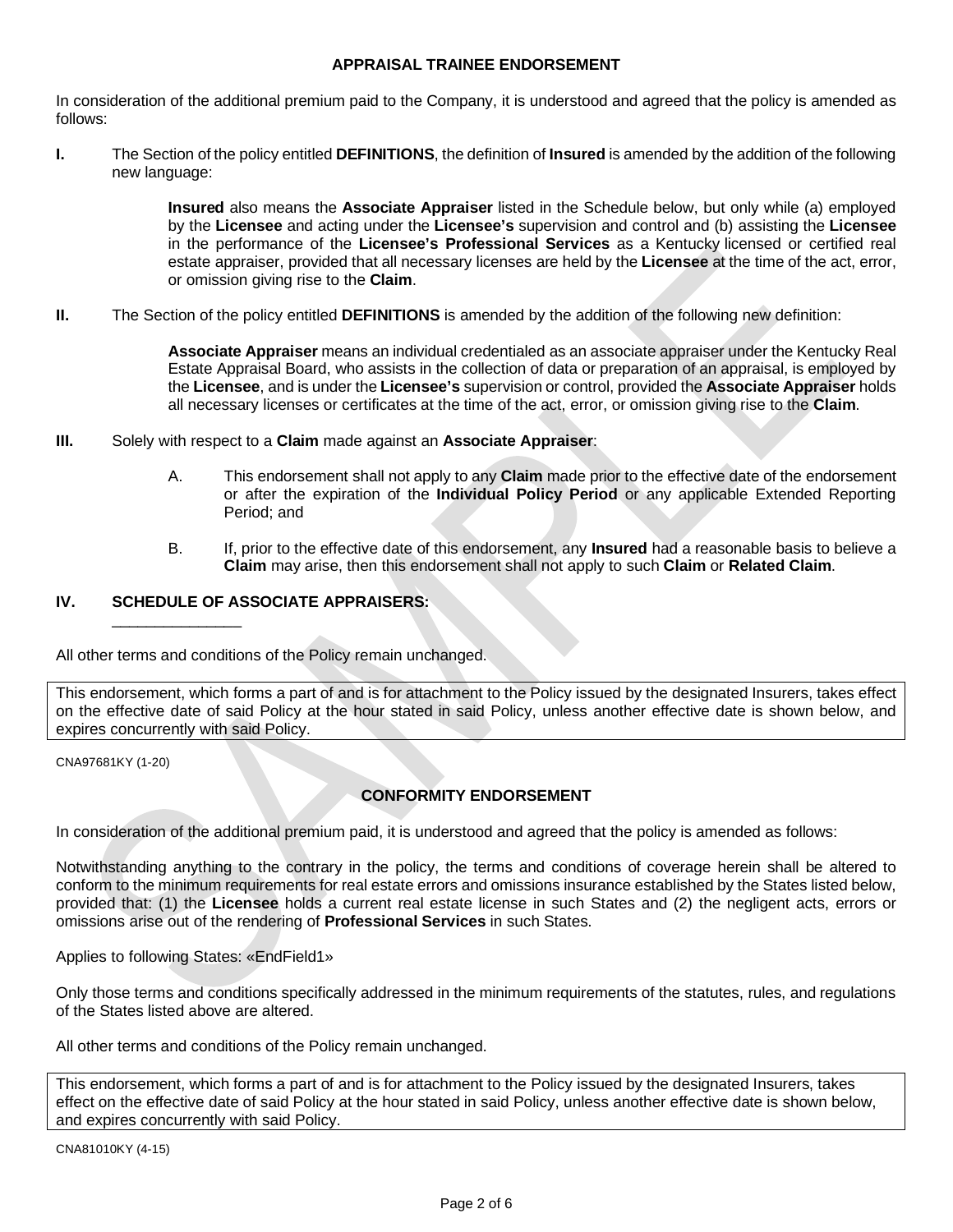## APPRAISAL TRAINEE ENDORSEMENT

In consideration of the additional premium paid to the Company, it is understood and agreed that the policy is amended as follows:

**I.** The Section of the policy entitled **DEFINITIONS**, the definition of **Insured** is amended by the addition of the following new language:

> **Insured** also means the **Associate Appraiser** listed in the Schedule below, but only while (a) employed by the **Licensee** and acting under the **Licensee's** supervision and control and (b) assisting the **Licensee** in the performance of the **Licensee's Professional Services** as a Kentucky licensed or certified real estate appraiser, provided that all necessary licenses are held by the **Licensee** at the time of the act, error, or omission giving rise to the **Claim**.

**II.** The Section of the policy entitled **DEFINITIONS** is amended by the addition of the following new definition:

> **Associate Appraiser** means an individual credentialed as an associate appraiser under the Kentucky Real Estate Appraisal Board, who assists in the collection of data or preparation of an appraisal, is employed by the **Licensee**, and is under the **Licensee's** supervision or control, provided the **Associate Appraiser** holds all necessary licenses or certificates at the time of the act, error, or omission giving rise to the **Claim**.

**III.** Solely with respect to a **Claim** made against an **Associate Appraiser**:

A. This endorsement shall not apply to any **Claim** made prior to the effective date of the endorsement or after the expiration of the **Individual Policy Period** or any applicable Extended Reporting Period; and

B. If, prior to the effective date of this endorsement, any **Insured** had a reasonable basis to believe a **Claim** may arise, then this endorsement shall not apply to such **Claim** or **Related Claim**.

**IV. SCHEDULE OF ASSOCIATE APPRAISERS:**

_______________

All other terms and conditions of the Policy remain unchanged.

This endorsement, which forms a part of and is for attachment to the Policy issued by the designated Insurers, takes effect on the effective date of said Policy at the hour stated in said Policy, unless another effective date is shown below, and expires concurrently with said Policy.

CNA97681KY (1-20)

## CONFORMITY ENDORSEMENT

In consideration of the additional premium paid, it is understood and agreed that the policy is amended as follows:

Notwithstanding anything to the contrary in the policy, the terms and conditions of coverage herein shall be altered to conform to the minimum requirements for real estate errors and omissions insurance established by the States listed below, provided that: (1) the **Licensee** holds a current real estate license in such States and (2) the negligent acts, errors or omissions arise out of the rendering of **Professional Services** in such States.

Applies to following States: «EndField1»

Only those terms and conditions specifically addressed in the minimum requirements of the statutes, rules, and regulations of the States listed above are altered.

All other terms and conditions of the Policy remain unchanged.

This endorsement, which forms a part of and is for attachment to the Policy issued by the designated Insurers, takes effect on the effective date of said Policy at the hour stated in said Policy, unless another effective date is shown below, and expires concurrently with said Policy.

CNA81010KY (4-15)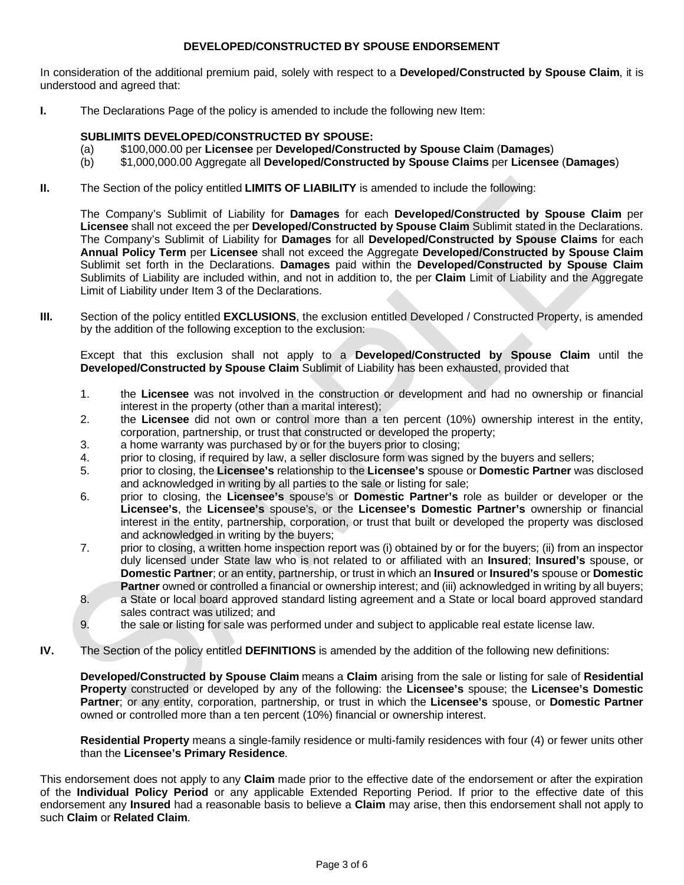# DEVELOPED/CONSTRUCTED BY SPOUSE ENDORSEMENT

In consideration of the additional premium paid, solely with respect to a **Developed/Constructed by Spouse Claim**, it is understood and agreed that:

**I.** The Declarations Page of the policy is amended to include the following new Item:

**SUBLIMITS DEVELOPED/CONSTRUCTED BY SPOUSE:**

(a) $100,000.00 per **Licensee** per **Developed/Constructed by Spouse Claim** (**Damages**)

(b) $1,000,000.00 Aggregate all **Developed/Constructed by Spouse Claims** per **Licensee** (**Damages**)

**II.** The Section of the policy entitled **LIMITS OF LIABILITY** is amended to include the following:

The Company's Sublimit of Liability for **Damages** for each **Developed/Constructed by Spouse Claim** per **Licensee** shall not exceed the per **Developed/Constructed by Spouse Claim** Sublimit stated in the Declarations. The Company's Sublimit of Liability for **Damages** for all **Developed/Constructed by Spouse Claims** for each **Annual Policy Term** per **Licensee** shall not exceed the Aggregate **Developed/Constructed by Spouse Claim** Sublimit set forth in the Declarations. **Damages** paid within the **Developed/Constructed by Spouse Claim** Sublimits of Liability are included within, and not in addition to, the per **Claim** Limit of Liability and the Aggregate Limit of Liability under Item 3 of the Declarations.

**III.** Section of the policy entitled **EXCLUSIONS**, the exclusion entitled Developed / Constructed Property, is amended by the addition of the following exception to the exclusion:

Except that this exclusion shall not apply to a **Developed/Constructed by Spouse Claim** until the **Developed/Constructed by Spouse Claim** Sublimit of Liability has been exhausted, provided that

1. the **Licensee** was not involved in the construction or development and had no ownership or financial interest in the property (other than a marital interest);
2. the **Licensee** did not own or control more than a ten percent (10%) ownership interest in the entity, corporation, partnership, or trust that constructed or developed the property;
3. a home warranty was purchased by or for the buyers prior to closing;
4. prior to closing, if required by law, a seller disclosure form was signed by the buyers and sellers;
5. prior to closing, the **Licensee's** relationship to the **Licensee's** spouse or **Domestic Partner** was disclosed and acknowledged in writing by all parties to the sale or listing for sale;
6. prior to closing, the **Licensee's** spouse's or **Domestic Partner's** role as builder or developer or the **Licensee's**, the **Licensee's** spouse's, or the **Licensee's Domestic Partner's** ownership or financial interest in the entity, partnership, corporation, or trust that built or developed the property was disclosed and acknowledged in writing by the buyers;
7. prior to closing, a written home inspection report was (i) obtained by or for the buyers; (ii) from an inspector duly licensed under State law who is not related to or affiliated with an **Insured**; **Insured's** spouse, or **Domestic Partner**; or an entity, partnership, or trust in which an **Insured** or **Insured's** spouse or **Domestic Partner** owned or controlled a financial or ownership interest; and (iii) acknowledged in writing by all buyers;
8. a State or local board approved standard listing agreement and a State or local board approved standard sales contract was utilized; and
9. the sale or listing for sale was performed under and subject to applicable real estate license law.

**IV.** The Section of the policy entitled **DEFINITIONS** is amended by the addition of the following new definitions:

**Developed/Constructed by Spouse Claim** means a **Claim** arising from the sale or listing for sale of **Residential Property** constructed or developed by any of the following: the **Licensee's** spouse; the **Licensee's Domestic Partner**; or any entity, corporation, partnership, or trust in which the **Licensee's** spouse, or **Domestic Partner** owned or controlled more than a ten percent (10%) financial or ownership interest.

**Residential Property** means a single-family residence or multi-family residences with four (4) or fewer units other than the **Licensee's Primary Residence**.

This endorsement does not apply to any **Claim** made prior to the effective date of the endorsement or after the expiration of the **Individual Policy Period** or any applicable Extended Reporting Period. If prior to the effective date of this endorsement any **Insured** had a reasonable basis to believe a **Claim** may arise, then this endorsement shall not apply to such **Claim** or **Related Claim**.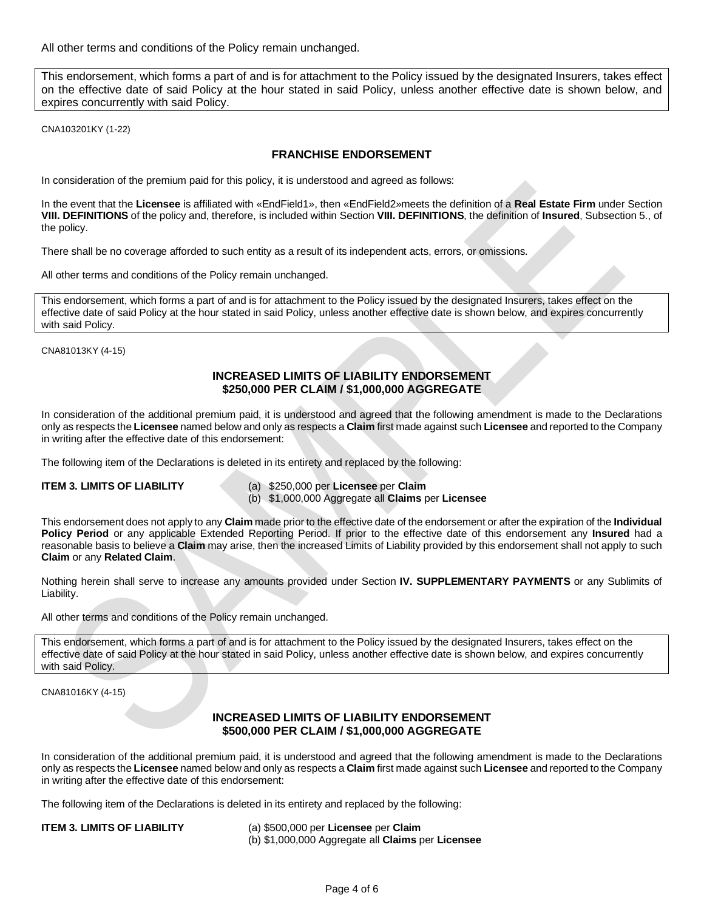All other terms and conditions of the Policy remain unchanged.

This endorsement, which forms a part of and is for attachment to the Policy issued by the designated Insurers, takes effect on the effective date of said Policy at the hour stated in said Policy, unless another effective date is shown below, and expires concurrently with said Policy.

CNA103201KY (1-22)

## FRANCHISE ENDORSEMENT

In consideration of the premium paid for this policy, it is understood and agreed as follows:

In the event that the **Licensee** is affiliated with «EndField1», then «EndField2»meets the definition of a **Real Estate Firm** under Section **VIII. DEFINITIONS** of the policy and, therefore, is included within Section **VIII. DEFINITIONS**, the definition of **Insured**, Subsection 5., of the policy.

There shall be no coverage afforded to such entity as a result of its independent acts, errors, or omissions.

All other terms and conditions of the Policy remain unchanged.

This endorsement, which forms a part of and is for attachment to the Policy issued by the designated Insurers, takes effect on the effective date of said Policy at the hour stated in said Policy, unless another effective date is shown below, and expires concurrently with said Policy.

CNA81013KY (4-15)

## INCREASED LIMITS OF LIABILITY ENDORSEMENT
## $250,000 PER CLAIM / $1,000,000 AGGREGATE

In consideration of the additional premium paid, it is understood and agreed that the following amendment is made to the Declarations only as respects the **Licensee** named below and only as respects a **Claim** first made against such **Licensee** and reported to the Company in writing after the effective date of this endorsement:

The following item of the Declarations is deleted in its entirety and replaced by the following:

**ITEM 3. LIMITS OF LIABILITY**
(a) $250,000 per **Licensee** per **Claim**
(b) $1,000,000 Aggregate all **Claims** per **Licensee**

This endorsement does not apply to any **Claim** made prior to the effective date of the endorsement or after the expiration of the **Individual Policy Period** or any applicable Extended Reporting Period. If prior to the effective date of this endorsement any **Insured** had a reasonable basis to believe a **Claim** may arise, then the increased Limits of Liability provided by this endorsement shall not apply to such **Claim** or any **Related Claim**.

Nothing herein shall serve to increase any amounts provided under Section **IV. SUPPLEMENTARY PAYMENTS** or any Sublimits of Liability.

All other terms and conditions of the Policy remain unchanged.

This endorsement, which forms a part of and is for attachment to the Policy issued by the designated Insurers, takes effect on the effective date of said Policy at the hour stated in said Policy, unless another effective date is shown below, and expires concurrently with said Policy.

CNA81016KY (4-15)

## INCREASED LIMITS OF LIABILITY ENDORSEMENT
## $500,000 PER CLAIM / $1,000,000 AGGREGATE

In consideration of the additional premium paid, it is understood and agreed that the following amendment is made to the Declarations only as respects the **Licensee** named below and only as respects a **Claim** first made against such **Licensee** and reported to the Company in writing after the effective date of this endorsement:

The following item of the Declarations is deleted in its entirety and replaced by the following:

**ITEM 3. LIMITS OF LIABILITY**
(a) $500,000 per **Licensee** per **Claim**
(b) $1,000,000 Aggregate all **Claims** per **Licensee**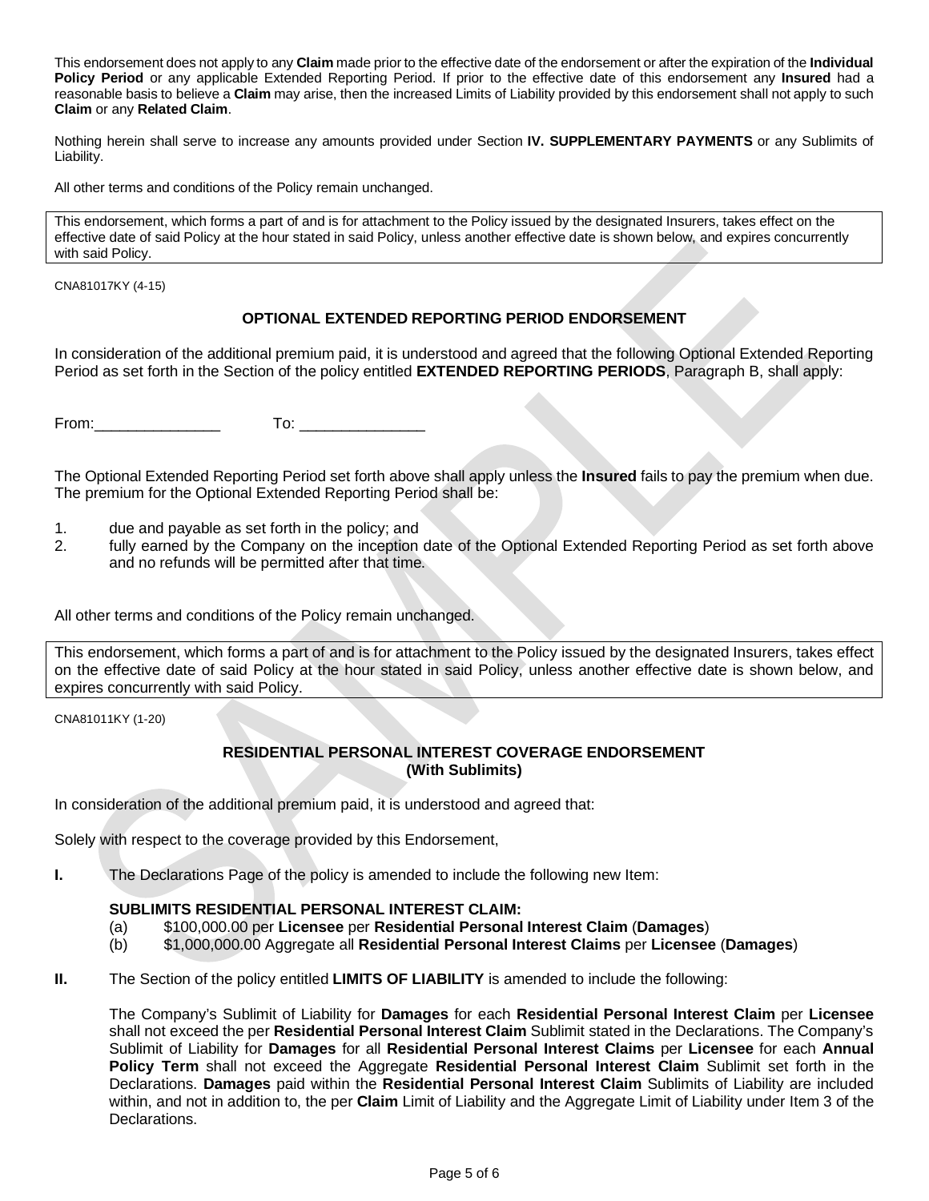This endorsement does not apply to any **Claim** made prior to the effective date of the endorsement or after the expiration of the **Individual Policy Period** or any applicable Extended Reporting Period. If prior to the effective date of this endorsement any **Insured** had a reasonable basis to believe a **Claim** may arise, then the increased Limits of Liability provided by this endorsement shall not apply to such **Claim** or any **Related Claim**.

Nothing herein shall serve to increase any amounts provided under Section **IV. SUPPLEMENTARY PAYMENTS** or any Sublimits of Liability.

All other terms and conditions of the Policy remain unchanged.

This endorsement, which forms a part of and is for attachment to the Policy issued by the designated Insurers, takes effect on the effective date of said Policy at the hour stated in said Policy, unless another effective date is shown below, and expires concurrently with said Policy.

CNA81017KY (4-15)

## OPTIONAL EXTENDED REPORTING PERIOD ENDORSEMENT

In consideration of the additional premium paid, it is understood and agreed that the following Optional Extended Reporting Period as set forth in the Section of the policy entitled **EXTENDED REPORTING PERIODS**, Paragraph B, shall apply:

From:_______________ To: _______________

The Optional Extended Reporting Period set forth above shall apply unless the **Insured** fails to pay the premium when due. The premium for the Optional Extended Reporting Period shall be:

1. due and payable as set forth in the policy; and
2. fully earned by the Company on the inception date of the Optional Extended Reporting Period as set forth above and no refunds will be permitted after that time.

All other terms and conditions of the Policy remain unchanged.

This endorsement, which forms a part of and is for attachment to the Policy issued by the designated Insurers, takes effect on the effective date of said Policy at the hour stated in said Policy, unless another effective date is shown below, and expires concurrently with said Policy.

CNA81011KY (1-20)

## RESIDENTIAL PERSONAL INTEREST COVERAGE ENDORSEMENT (With Sublimits)

In consideration of the additional premium paid, it is understood and agreed that:

Solely with respect to the coverage provided by this Endorsement,

**I.** The Declarations Page of the policy is amended to include the following new Item:

**SUBLIMITS RESIDENTIAL PERSONAL INTEREST CLAIM:**

(a) $100,000.00 per **Licensee** per **Residential Personal Interest Claim** (**Damages**)

(b) $1,000,000.00 Aggregate all **Residential Personal Interest Claims** per **Licensee** (**Damages**)

**II.** The Section of the policy entitled **LIMITS OF LIABILITY** is amended to include the following:

The Company's Sublimit of Liability for **Damages** for each **Residential Personal Interest Claim** per **Licensee** shall not exceed the per **Residential Personal Interest Claim** Sublimit stated in the Declarations. The Company's Sublimit of Liability for **Damages** for all **Residential Personal Interest Claims** per **Licensee** for each **Annual Policy Term** shall not exceed the Aggregate **Residential Personal Interest Claim** Sublimit set forth in the Declarations. **Damages** paid within the **Residential Personal Interest Claim** Sublimits of Liability are included within, and not in addition to, the per **Claim** Limit of Liability and the Aggregate Limit of Liability under Item 3 of the Declarations.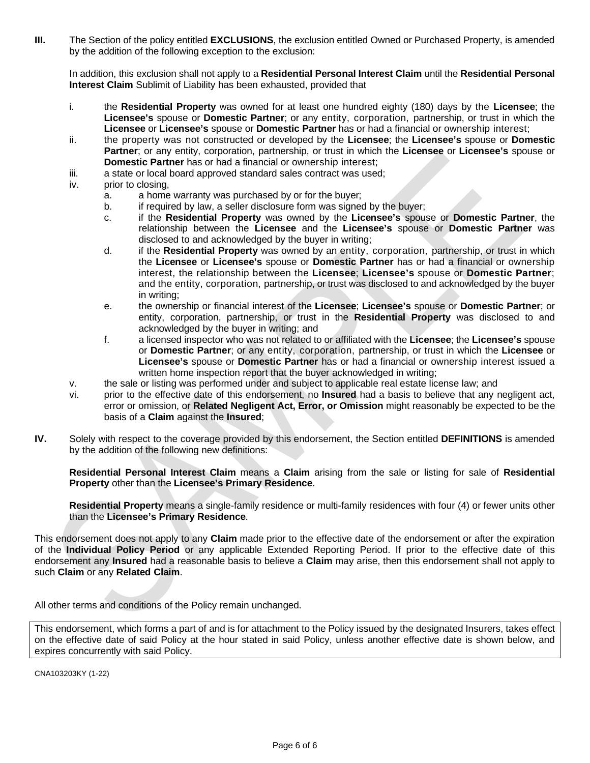**III.** The Section of the policy entitled **EXCLUSIONS**, the exclusion entitled Owned or Purchased Property, is amended by the addition of the following exception to the exclusion:

In addition, this exclusion shall not apply to a **Residential Personal Interest Claim** until the **Residential Personal Interest Claim** Sublimit of Liability has been exhausted, provided that

i. the **Residential Property** was owned for at least one hundred eighty (180) days by the **Licensee**; the **Licensee's** spouse or **Domestic Partner**; or any entity, corporation, partnership, or trust in which the **Licensee** or **Licensee's** spouse or **Domestic Partner** has or had a financial or ownership interest;

ii. the property was not constructed or developed by the **Licensee**; the **Licensee's** spouse or **Domestic Partner**; or any entity, corporation, partnership, or trust in which the **Licensee** or **Licensee's** spouse or **Domestic Partner** has or had a financial or ownership interest;

iii. a state or local board approved standard sales contract was used;

iv. prior to closing,

   a. a home warranty was purchased by or for the buyer;

   b. if required by law, a seller disclosure form was signed by the buyer;

   c. if the **Residential Property** was owned by the **Licensee's** spouse or **Domestic Partner**, the relationship between the **Licensee** and the **Licensee's** spouse or **Domestic Partner** was disclosed to and acknowledged by the buyer in writing;

   d. if the **Residential Property** was owned by an entity, corporation, partnership, or trust in which the **Licensee** or **Licensee's** spouse or **Domestic Partner** has or had a financial or ownership interest, the relationship between the **Licensee**; **Licensee's** spouse or **Domestic Partner**; and the entity, corporation, partnership, or trust was disclosed to and acknowledged by the buyer in writing;

   e. the ownership or financial interest of the **Licensee**; **Licensee's** spouse or **Domestic Partner**; or entity, corporation, partnership, or trust in the **Residential Property** was disclosed to and acknowledged by the buyer in writing; and

   f. a licensed inspector who was not related to or affiliated with the **Licensee**; the **Licensee's** spouse or **Domestic Partner**; or any entity, corporation, partnership, or trust in which the **Licensee** or **Licensee's** spouse or **Domestic Partner** has or had a financial or ownership interest issued a written home inspection report that the buyer acknowledged in writing;

v. the sale or listing was performed under and subject to applicable real estate license law; and

vi. prior to the effective date of this endorsement, no **Insured** had a basis to believe that any negligent act, error or omission, or **Related Negligent Act, Error, or Omission** might reasonably be expected to be the basis of a **Claim** against the **Insured**;

**IV.** Solely with respect to the coverage provided by this endorsement, the Section entitled **DEFINITIONS** is amended by the addition of the following new definitions:

**Residential Personal Interest Claim** means a **Claim** arising from the sale or listing for sale of **Residential Property** other than the **Licensee's Primary Residence**.

**Residential Property** means a single-family residence or multi-family residences with four (4) or fewer units other than the **Licensee's Primary Residence**.

This endorsement does not apply to any **Claim** made prior to the effective date of the endorsement or after the expiration of the **Individual Policy Period** or any applicable Extended Reporting Period. If prior to the effective date of this endorsement any **Insured** had a reasonable basis to believe a **Claim** may arise, then this endorsement shall not apply to such **Claim** or any **Related Claim**.

All other terms and conditions of the Policy remain unchanged.

This endorsement, which forms a part of and is for attachment to the Policy issued by the designated Insurers, takes effect on the effective date of said Policy at the hour stated in said Policy, unless another effective date is shown below, and expires concurrently with said Policy.

CNA103203KY (1-22)